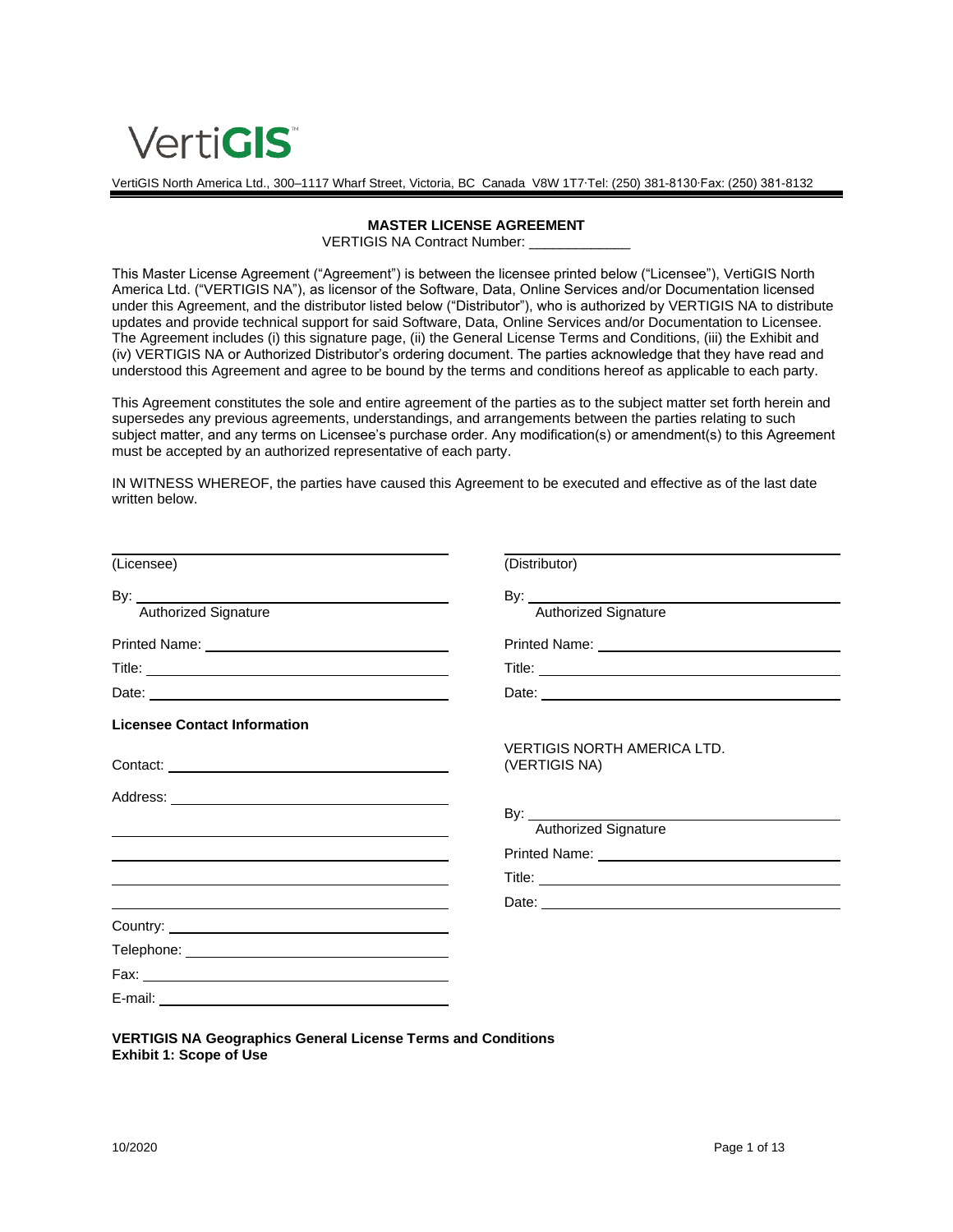VertiGIS

VertiGIS North America Ltd., 300–1117 Wharf Street, Victoria, BC Canada V8W 1T7·Tel: (250) 381-8130·Fax: (250) 381-8132

**MASTER LICENSE AGREEMENT**

VERTIGIS NA Contract Number: _____________

This Master License Agreement ("Agreement") is between the licensee printed below ("Licensee"), VertiGIS North America Ltd. ("VERTIGIS NA"), as licensor of the Software, Data, Online Services and/or Documentation licensed under this Agreement, and the distributor listed below ("Distributor"), who is authorized by VERTIGIS NA to distribute updates and provide technical support for said Software, Data, Online Services and/or Documentation to Licensee. The Agreement includes (i) this signature page, (ii) the General License Terms and Conditions, (iii) the Exhibit and (iv) VERTIGIS NA or Authorized Distributor's ordering document. The parties acknowledge that they have read and understood this Agreement and agree to be bound by the terms and conditions hereof as applicable to each party.

This Agreement constitutes the sole and entire agreement of the parties as to the subject matter set forth herein and supersedes any previous agreements, understandings, and arrangements between the parties relating to such subject matter, and any terms on Licensee's purchase order. Any modification(s) or amendment(s) to this Agreement must be accepted by an authorized representative of each party.

IN WITNESS WHEREOF, the parties have caused this Agreement to be executed and effective as of the last date written below.

_______________________________
(Licensee)

By: ____________________________
Authorized Signature

Printed Name: ____________________

Title: ____________________________

Date: ____________________________

**Licensee Contact Information**

Contact: __________________________

Address: __________________________

_______________________________

_______________________________

_______________________________

_______________________________

Country: __________________________

Telephone: ________________________

Fax: ______________________________

E-mail: ___________________________

_______________________________
(Distributor)

By: ____________________________
Authorized Signature

Printed Name: ____________________

Title: ____________________________

Date: ____________________________

VERTIGIS NORTH AMERICA LTD.
(VERTIGIS NA)

By: ____________________________
Authorized Signature

Printed Name: ____________________

Title: ____________________________

Date: ____________________________

**VERTIGIS NA Geographics General License Terms and Conditions**
**Exhibit 1: Scope of Use**

10/2020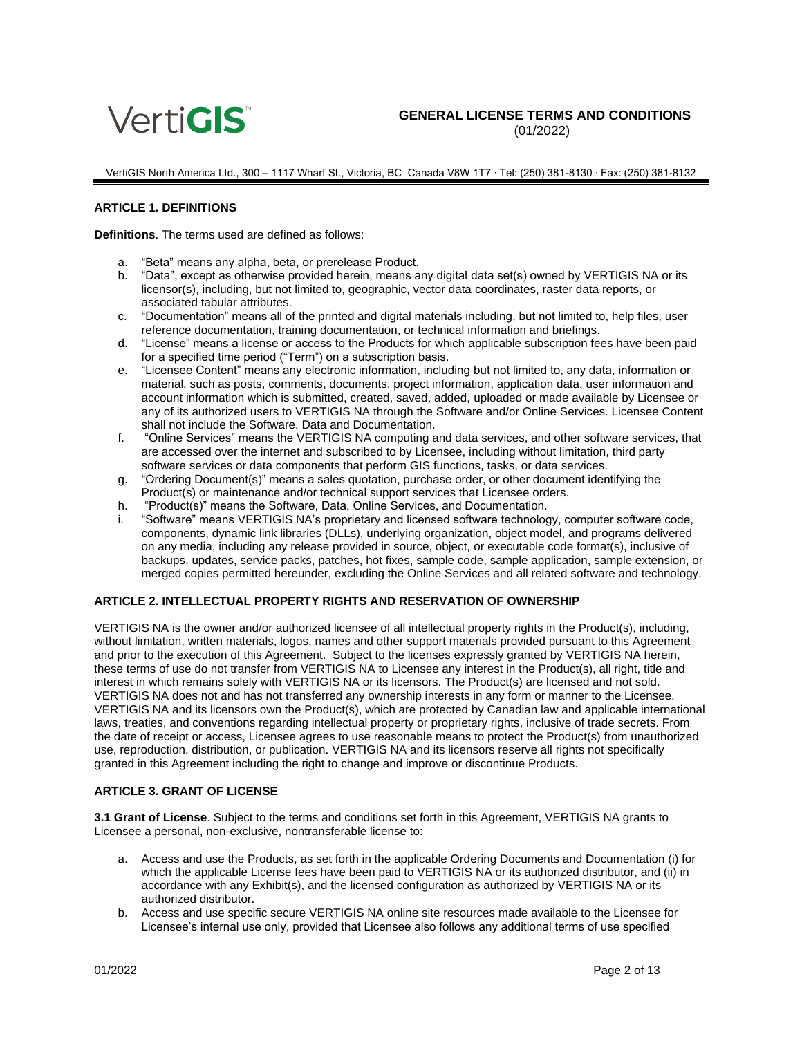## ARTICLE 1. DEFINITIONS

**Definitions**. The terms used are defined as follows:

a. "Beta" means any alpha, beta, or prerelease Product.
b. "Data", except as otherwise provided herein, means any digital data set(s) owned by VERTIGIS NA or its licensor(s), including, but not limited to, geographic, vector data coordinates, raster data reports, or associated tabular attributes.
c. "Documentation" means all of the printed and digital materials including, but not limited to, help files, user reference documentation, training documentation, or technical information and briefings.
d. "License" means a license or access to the Products for which applicable subscription fees have been paid for a specified time period ("Term") on a subscription basis.
e. "Licensee Content" means any electronic information, including but not limited to, any data, information or material, such as posts, comments, documents, project information, application data, user information and account information which is submitted, created, saved, added, uploaded or made available by Licensee or any of its authorized users to VERTIGIS NA through the Software and/or Online Services. Licensee Content shall not include the Software, Data and Documentation.
f. "Online Services" means the VERTIGIS NA computing and data services, and other software services, that are accessed over the internet and subscribed to by Licensee, including without limitation, third party software services or data components that perform GIS functions, tasks, or data services.
g. "Ordering Document(s)" means a sales quotation, purchase order, or other document identifying the Product(s) or maintenance and/or technical support services that Licensee orders.
h. "Product(s)" means the Software, Data, Online Services, and Documentation.
i. "Software" means VERTIGIS NA's proprietary and licensed software technology, computer software code, components, dynamic link libraries (DLLs), underlying organization, object model, and programs delivered on any media, including any release provided in source, object, or executable code format(s), inclusive of backups, updates, service packs, patches, hot fixes, sample code, sample application, sample extension, or merged copies permitted hereunder, excluding the Online Services and all related software and technology.

## ARTICLE 2. INTELLECTUAL PROPERTY RIGHTS AND RESERVATION OF OWNERSHIP

VERTIGIS NA is the owner and/or authorized licensee of all intellectual property rights in the Product(s), including, without limitation, written materials, logos, names and other support materials provided pursuant to this Agreement and prior to the execution of this Agreement. Subject to the licenses expressly granted by VERTIGIS NA herein, these terms of use do not transfer from VERTIGIS NA to Licensee any interest in the Product(s), all right, title and interest in which remains solely with VERTIGIS NA or its licensors. The Product(s) are licensed and not sold. VERTIGIS NA does not and has not transferred any ownership interests in any form or manner to the Licensee. VERTIGIS NA and its licensors own the Product(s), which are protected by Canadian law and applicable international laws, treaties, and conventions regarding intellectual property or proprietary rights, inclusive of trade secrets. From the date of receipt or access, Licensee agrees to use reasonable means to protect the Product(s) from unauthorized use, reproduction, distribution, or publication. VERTIGIS NA and its licensors reserve all rights not specifically granted in this Agreement including the right to change and improve or discontinue Products.

## ARTICLE 3. GRANT OF LICENSE

**3.1 Grant of License**. Subject to the terms and conditions set forth in this Agreement, VERTIGIS NA grants to Licensee a personal, non-exclusive, nontransferable license to:

a. Access and use the Products, as set forth in the applicable Ordering Documents and Documentation (i) for which the applicable License fees have been paid to VERTIGIS NA or its authorized distributor, and (ii) in accordance with any Exhibit(s), and the licensed configuration as authorized by VERTIGIS NA or its authorized distributor.
b. Access and use specific secure VERTIGIS NA online site resources made available to the Licensee for Licensee's internal use only, provided that Licensee also follows any additional terms of use specified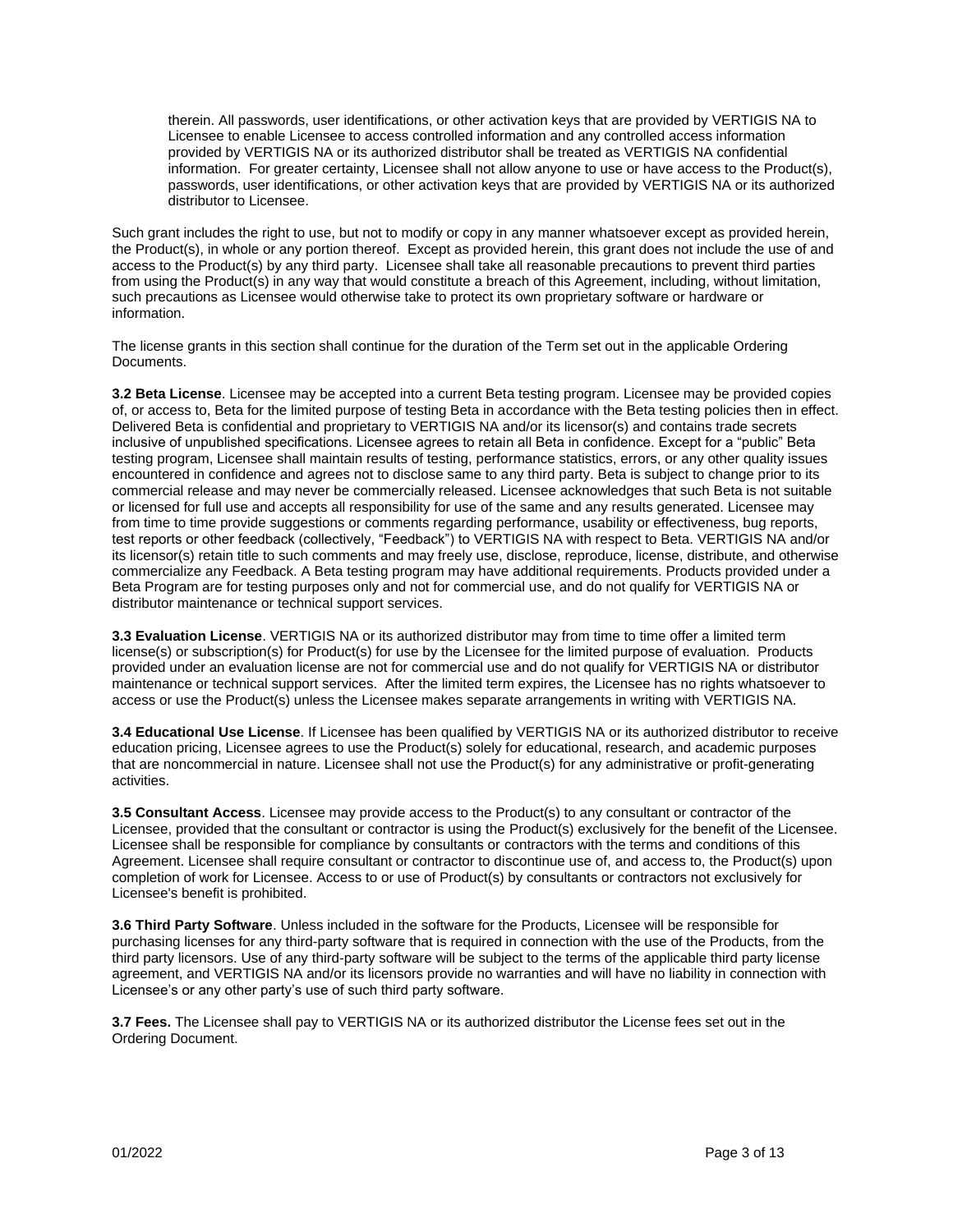therein. All passwords, user identifications, or other activation keys that are provided by VERTIGIS NA to Licensee to enable Licensee to access controlled information and any controlled access information provided by VERTIGIS NA or its authorized distributor shall be treated as VERTIGIS NA confidential information. For greater certainty, Licensee shall not allow anyone to use or have access to the Product(s), passwords, user identifications, or other activation keys that are provided by VERTIGIS NA or its authorized distributor to Licensee.

Such grant includes the right to use, but not to modify or copy in any manner whatsoever except as provided herein, the Product(s), in whole or any portion thereof. Except as provided herein, this grant does not include the use of and access to the Product(s) by any third party. Licensee shall take all reasonable precautions to prevent third parties from using the Product(s) in any way that would constitute a breach of this Agreement, including, without limitation, such precautions as Licensee would otherwise take to protect its own proprietary software or hardware or information.

The license grants in this section shall continue for the duration of the Term set out in the applicable Ordering Documents.

**3.2 Beta License**. Licensee may be accepted into a current Beta testing program. Licensee may be provided copies of, or access to, Beta for the limited purpose of testing Beta in accordance with the Beta testing policies then in effect. Delivered Beta is confidential and proprietary to VERTIGIS NA and/or its licensor(s) and contains trade secrets inclusive of unpublished specifications. Licensee agrees to retain all Beta in confidence. Except for a "public" Beta testing program, Licensee shall maintain results of testing, performance statistics, errors, or any other quality issues encountered in confidence and agrees not to disclose same to any third party. Beta is subject to change prior to its commercial release and may never be commercially released. Licensee acknowledges that such Beta is not suitable or licensed for full use and accepts all responsibility for use of the same and any results generated. Licensee may from time to time provide suggestions or comments regarding performance, usability or effectiveness, bug reports, test reports or other feedback (collectively, "Feedback") to VERTIGIS NA with respect to Beta. VERTIGIS NA and/or its licensor(s) retain title to such comments and may freely use, disclose, reproduce, license, distribute, and otherwise commercialize any Feedback. A Beta testing program may have additional requirements. Products provided under a Beta Program are for testing purposes only and not for commercial use, and do not qualify for VERTIGIS NA or distributor maintenance or technical support services.

**3.3 Evaluation License**. VERTIGIS NA or its authorized distributor may from time to time offer a limited term license(s) or subscription(s) for Product(s) for use by the Licensee for the limited purpose of evaluation. Products provided under an evaluation license are not for commercial use and do not qualify for VERTIGIS NA or distributor maintenance or technical support services. After the limited term expires, the Licensee has no rights whatsoever to access or use the Product(s) unless the Licensee makes separate arrangements in writing with VERTIGIS NA.

**3.4 Educational Use License**. If Licensee has been qualified by VERTIGIS NA or its authorized distributor to receive education pricing, Licensee agrees to use the Product(s) solely for educational, research, and academic purposes that are noncommercial in nature. Licensee shall not use the Product(s) for any administrative or profit-generating activities.

**3.5 Consultant Access**. Licensee may provide access to the Product(s) to any consultant or contractor of the Licensee, provided that the consultant or contractor is using the Product(s) exclusively for the benefit of the Licensee. Licensee shall be responsible for compliance by consultants or contractors with the terms and conditions of this Agreement. Licensee shall require consultant or contractor to discontinue use of, and access to, the Product(s) upon completion of work for Licensee. Access to or use of Product(s) by consultants or contractors not exclusively for Licensee's benefit is prohibited.

**3.6 Third Party Software**. Unless included in the software for the Products, Licensee will be responsible for purchasing licenses for any third-party software that is required in connection with the use of the Products, from the third party licensors. Use of any third-party software will be subject to the terms of the applicable third party license agreement, and VERTIGIS NA and/or its licensors provide no warranties and will have no liability in connection with Licensee's or any other party's use of such third party software.

**3.7 Fees.** The Licensee shall pay to VERTIGIS NA or its authorized distributor the License fees set out in the Ordering Document.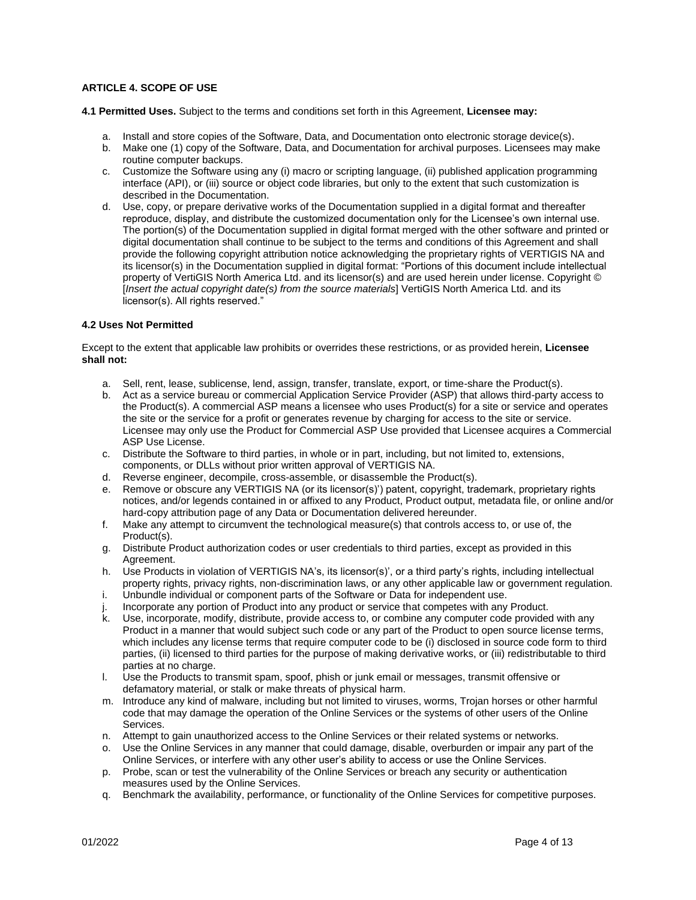**ARTICLE 4. SCOPE OF USE**

**4.1 Permitted Uses.** Subject to the terms and conditions set forth in this Agreement, **Licensee may:**

a. Install and store copies of the Software, Data, and Documentation onto electronic storage device(s).
b. Make one (1) copy of the Software, Data, and Documentation for archival purposes. Licensees may make routine computer backups.
c. Customize the Software using any (i) macro or scripting language, (ii) published application programming interface (API), or (iii) source or object code libraries, but only to the extent that such customization is described in the Documentation.
d. Use, copy, or prepare derivative works of the Documentation supplied in a digital format and thereafter reproduce, display, and distribute the customized documentation only for the Licensee's own internal use. The portion(s) of the Documentation supplied in digital format merged with the other software and printed or digital documentation shall continue to be subject to the terms and conditions of this Agreement and shall provide the following copyright attribution notice acknowledging the proprietary rights of VERTIGIS NA and its licensor(s) in the Documentation supplied in digital format: "Portions of this document include intellectual property of VertiGIS North America Ltd. and its licensor(s) and are used herein under license. Copyright © [*Insert the actual copyright date(s) from the source materials*] VertiGIS North America Ltd. and its licensor(s). All rights reserved."

**4.2 Uses Not Permitted**

Except to the extent that applicable law prohibits or overrides these restrictions, or as provided herein, **Licensee shall not:**

a. Sell, rent, lease, sublicense, lend, assign, transfer, translate, export, or time-share the Product(s).
b. Act as a service bureau or commercial Application Service Provider (ASP) that allows third-party access to the Product(s). A commercial ASP means a licensee who uses Product(s) for a site or service and operates the site or the service for a profit or generates revenue by charging for access to the site or service. Licensee may only use the Product for Commercial ASP Use provided that Licensee acquires a Commercial ASP Use License.
c. Distribute the Software to third parties, in whole or in part, including, but not limited to, extensions, components, or DLLs without prior written approval of VERTIGIS NA.
d. Reverse engineer, decompile, cross-assemble, or disassemble the Product(s).
e. Remove or obscure any VERTIGIS NA (or its licensor(s)') patent, copyright, trademark, proprietary rights notices, and/or legends contained in or affixed to any Product, Product output, metadata file, or online and/or hard-copy attribution page of any Data or Documentation delivered hereunder.
f. Make any attempt to circumvent the technological measure(s) that controls access to, or use of, the Product(s).
g. Distribute Product authorization codes or user credentials to third parties, except as provided in this Agreement.
h. Use Products in violation of VERTIGIS NA's, its licensor(s)', or a third party's rights, including intellectual property rights, privacy rights, non-discrimination laws, or any other applicable law or government regulation.
i. Unbundle individual or component parts of the Software or Data for independent use.
j. Incorporate any portion of Product into any product or service that competes with any Product.
k. Use, incorporate, modify, distribute, provide access to, or combine any computer code provided with any Product in a manner that would subject such code or any part of the Product to open source license terms, which includes any license terms that require computer code to be (i) disclosed in source code form to third parties, (ii) licensed to third parties for the purpose of making derivative works, or (iii) redistributable to third parties at no charge.
l. Use the Products to transmit spam, spoof, phish or junk email or messages, transmit offensive or defamatory material, or stalk or make threats of physical harm.
m. Introduce any kind of malware, including but not limited to viruses, worms, Trojan horses or other harmful code that may damage the operation of the Online Services or the systems of other users of the Online Services.
n. Attempt to gain unauthorized access to the Online Services or their related systems or networks.
o. Use the Online Services in any manner that could damage, disable, overburden or impair any part of the Online Services, or interfere with any other user's ability to access or use the Online Services.
p. Probe, scan or test the vulnerability of the Online Services or breach any security or authentication measures used by the Online Services.
q. Benchmark the availability, performance, or functionality of the Online Services for competitive purposes.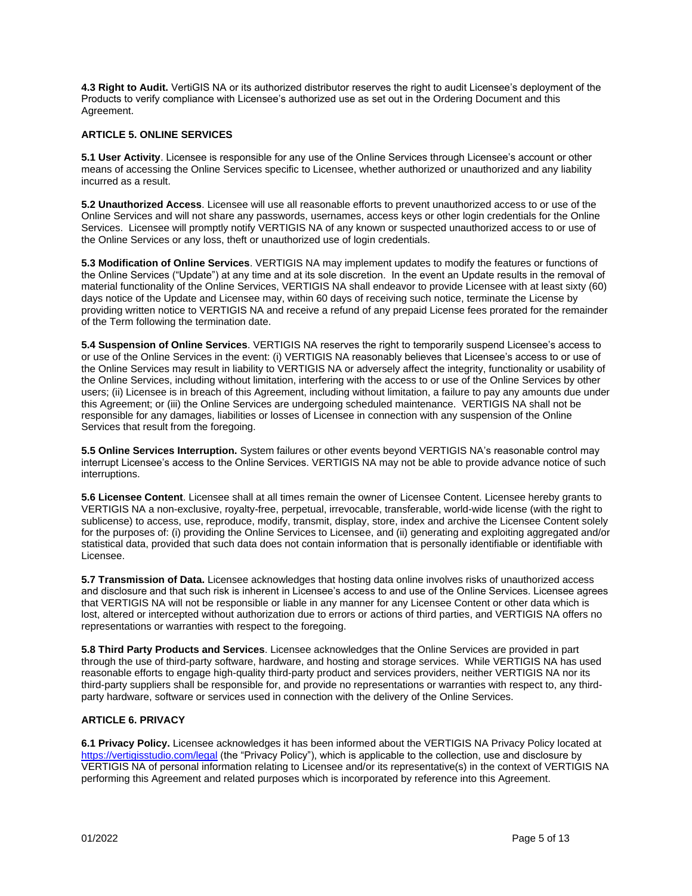**4.3 Right to Audit.** VertiGIS NA or its authorized distributor reserves the right to audit Licensee's deployment of the Products to verify compliance with Licensee's authorized use as set out in the Ordering Document and this Agreement.

## ARTICLE 5. ONLINE SERVICES

**5.1 User Activity**. Licensee is responsible for any use of the Online Services through Licensee's account or other means of accessing the Online Services specific to Licensee, whether authorized or unauthorized and any liability incurred as a result.

**5.2 Unauthorized Access**. Licensee will use all reasonable efforts to prevent unauthorized access to or use of the Online Services and will not share any passwords, usernames, access keys or other login credentials for the Online Services. Licensee will promptly notify VERTIGIS NA of any known or suspected unauthorized access to or use of the Online Services or any loss, theft or unauthorized use of login credentials.

**5.3 Modification of Online Services**. VERTIGIS NA may implement updates to modify the features or functions of the Online Services ("Update") at any time and at its sole discretion. In the event an Update results in the removal of material functionality of the Online Services, VERTIGIS NA shall endeavor to provide Licensee with at least sixty (60) days notice of the Update and Licensee may, within 60 days of receiving such notice, terminate the License by providing written notice to VERTIGIS NA and receive a refund of any prepaid License fees prorated for the remainder of the Term following the termination date.

**5.4 Suspension of Online Services**. VERTIGIS NA reserves the right to temporarily suspend Licensee's access to or use of the Online Services in the event: (i) VERTIGIS NA reasonably believes that Licensee's access to or use of the Online Services may result in liability to VERTIGIS NA or adversely affect the integrity, functionality or usability of the Online Services, including without limitation, interfering with the access to or use of the Online Services by other users; (ii) Licensee is in breach of this Agreement, including without limitation, a failure to pay any amounts due under this Agreement; or (iii) the Online Services are undergoing scheduled maintenance. VERTIGIS NA shall not be responsible for any damages, liabilities or losses of Licensee in connection with any suspension of the Online Services that result from the foregoing.

**5.5 Online Services Interruption.** System failures or other events beyond VERTIGIS NA's reasonable control may interrupt Licensee's access to the Online Services. VERTIGIS NA may not be able to provide advance notice of such interruptions.

**5.6 Licensee Content**. Licensee shall at all times remain the owner of Licensee Content. Licensee hereby grants to VERTIGIS NA a non-exclusive, royalty-free, perpetual, irrevocable, transferable, world-wide license (with the right to sublicense) to access, use, reproduce, modify, transmit, display, store, index and archive the Licensee Content solely for the purposes of: (i) providing the Online Services to Licensee, and (ii) generating and exploiting aggregated and/or statistical data, provided that such data does not contain information that is personally identifiable or identifiable with Licensee.

**5.7 Transmission of Data.** Licensee acknowledges that hosting data online involves risks of unauthorized access and disclosure and that such risk is inherent in Licensee's access to and use of the Online Services. Licensee agrees that VERTIGIS NA will not be responsible or liable in any manner for any Licensee Content or other data which is lost, altered or intercepted without authorization due to errors or actions of third parties, and VERTIGIS NA offers no representations or warranties with respect to the foregoing.

**5.8 Third Party Products and Services**. Licensee acknowledges that the Online Services are provided in part through the use of third-party software, hardware, and hosting and storage services. While VERTIGIS NA has used reasonable efforts to engage high-quality third-party product and services providers, neither VERTIGIS NA nor its third-party suppliers shall be responsible for, and provide no representations or warranties with respect to, any third-party hardware, software or services used in connection with the delivery of the Online Services.

## ARTICLE 6. PRIVACY

**6.1 Privacy Policy.** Licensee acknowledges it has been informed about the VERTIGIS NA Privacy Policy located at https://vertigisstudio.com/legal (the "Privacy Policy"), which is applicable to the collection, use and disclosure by VERTIGIS NA of personal information relating to Licensee and/or its representative(s) in the context of VERTIGIS NA performing this Agreement and related purposes which is incorporated by reference into this Agreement.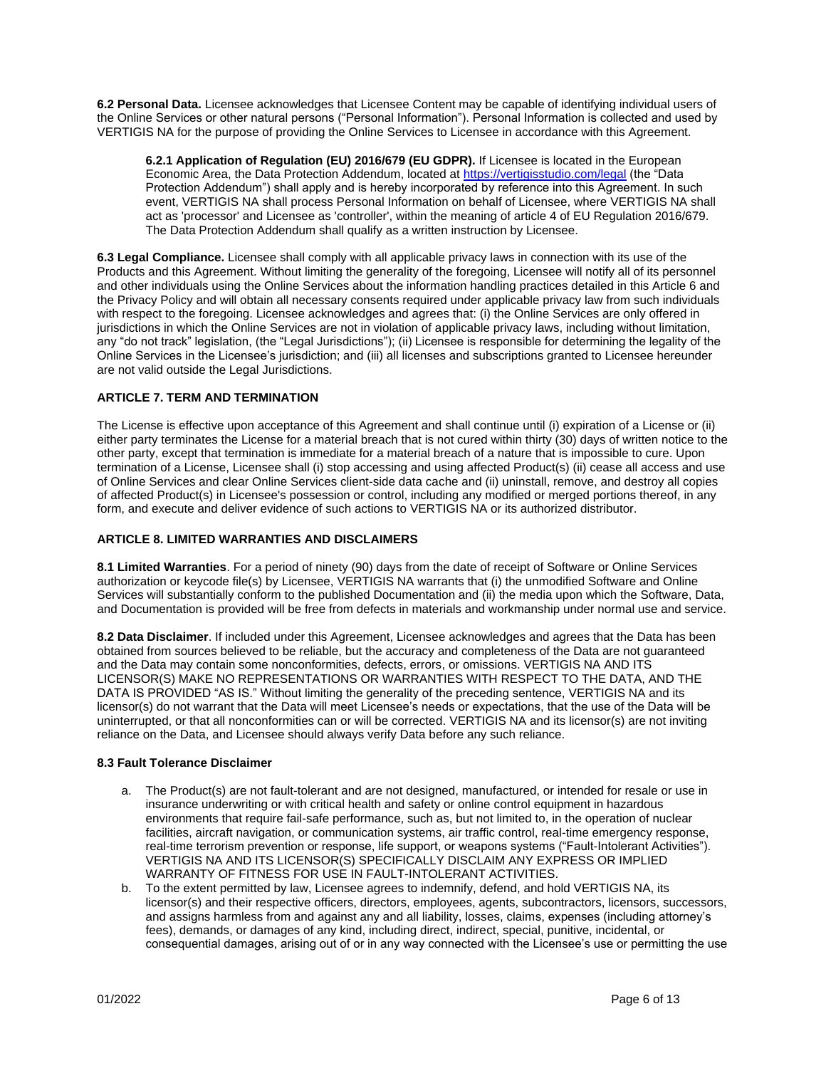**6.2 Personal Data.** Licensee acknowledges that Licensee Content may be capable of identifying individual users of the Online Services or other natural persons ("Personal Information"). Personal Information is collected and used by VERTIGIS NA for the purpose of providing the Online Services to Licensee in accordance with this Agreement.

> **6.2.1 Application of Regulation (EU) 2016/679 (EU GDPR).** If Licensee is located in the European Economic Area, the Data Protection Addendum, located at https://vertigisstudio.com/legal (the "Data Protection Addendum") shall apply and is hereby incorporated by reference into this Agreement. In such event, VERTIGIS NA shall process Personal Information on behalf of Licensee, where VERTIGIS NA shall act as 'processor' and Licensee as 'controller', within the meaning of article 4 of EU Regulation 2016/679. The Data Protection Addendum shall qualify as a written instruction by Licensee.

**6.3 Legal Compliance.** Licensee shall comply with all applicable privacy laws in connection with its use of the Products and this Agreement. Without limiting the generality of the foregoing, Licensee will notify all of its personnel and other individuals using the Online Services about the information handling practices detailed in this Article 6 and the Privacy Policy and will obtain all necessary consents required under applicable privacy law from such individuals with respect to the foregoing. Licensee acknowledges and agrees that: (i) the Online Services are only offered in jurisdictions in which the Online Services are not in violation of applicable privacy laws, including without limitation, any "do not track" legislation, (the "Legal Jurisdictions"); (ii) Licensee is responsible for determining the legality of the Online Services in the Licensee's jurisdiction; and (iii) all licenses and subscriptions granted to Licensee hereunder are not valid outside the Legal Jurisdictions.

## ARTICLE 7. TERM AND TERMINATION

The License is effective upon acceptance of this Agreement and shall continue until (i) expiration of a License or (ii) either party terminates the License for a material breach that is not cured within thirty (30) days of written notice to the other party, except that termination is immediate for a material breach of a nature that is impossible to cure. Upon termination of a License, Licensee shall (i) stop accessing and using affected Product(s) (ii) cease all access and use of Online Services and clear Online Services client-side data cache and (ii) uninstall, remove, and destroy all copies of affected Product(s) in Licensee's possession or control, including any modified or merged portions thereof, in any form, and execute and deliver evidence of such actions to VERTIGIS NA or its authorized distributor.

## ARTICLE 8. LIMITED WARRANTIES AND DISCLAIMERS

**8.1 Limited Warranties**. For a period of ninety (90) days from the date of receipt of Software or Online Services authorization or keycode file(s) by Licensee, VERTIGIS NA warrants that (i) the unmodified Software and Online Services will substantially conform to the published Documentation and (ii) the media upon which the Software, Data, and Documentation is provided will be free from defects in materials and workmanship under normal use and service.

**8.2 Data Disclaimer**. If included under this Agreement, Licensee acknowledges and agrees that the Data has been obtained from sources believed to be reliable, but the accuracy and completeness of the Data are not guaranteed and the Data may contain some nonconformities, defects, errors, or omissions. VERTIGIS NA AND ITS LICENSOR(S) MAKE NO REPRESENTATIONS OR WARRANTIES WITH RESPECT TO THE DATA, AND THE DATA IS PROVIDED "AS IS." Without limiting the generality of the preceding sentence, VERTIGIS NA and its licensor(s) do not warrant that the Data will meet Licensee's needs or expectations, that the use of the Data will be uninterrupted, or that all nonconformities can or will be corrected. VERTIGIS NA and its licensor(s) are not inviting reliance on the Data, and Licensee should always verify Data before any such reliance.

**8.3 Fault Tolerance Disclaimer**

a. The Product(s) are not fault-tolerant and are not designed, manufactured, or intended for resale or use in insurance underwriting or with critical health and safety or online control equipment in hazardous environments that require fail-safe performance, such as, but not limited to, in the operation of nuclear facilities, aircraft navigation, or communication systems, air traffic control, real-time emergency response, real-time terrorism prevention or response, life support, or weapons systems ("Fault-Intolerant Activities"). VERTIGIS NA AND ITS LICENSOR(S) SPECIFICALLY DISCLAIM ANY EXPRESS OR IMPLIED WARRANTY OF FITNESS FOR USE IN FAULT-INTOLERANT ACTIVITIES.
b. To the extent permitted by law, Licensee agrees to indemnify, defend, and hold VERTIGIS NA, its licensor(s) and their respective officers, directors, employees, agents, subcontractors, licensors, successors, and assigns harmless from and against any and all liability, losses, claims, expenses (including attorney's fees), demands, or damages of any kind, including direct, indirect, special, punitive, incidental, or consequential damages, arising out of or in any way connected with the Licensee's use or permitting the use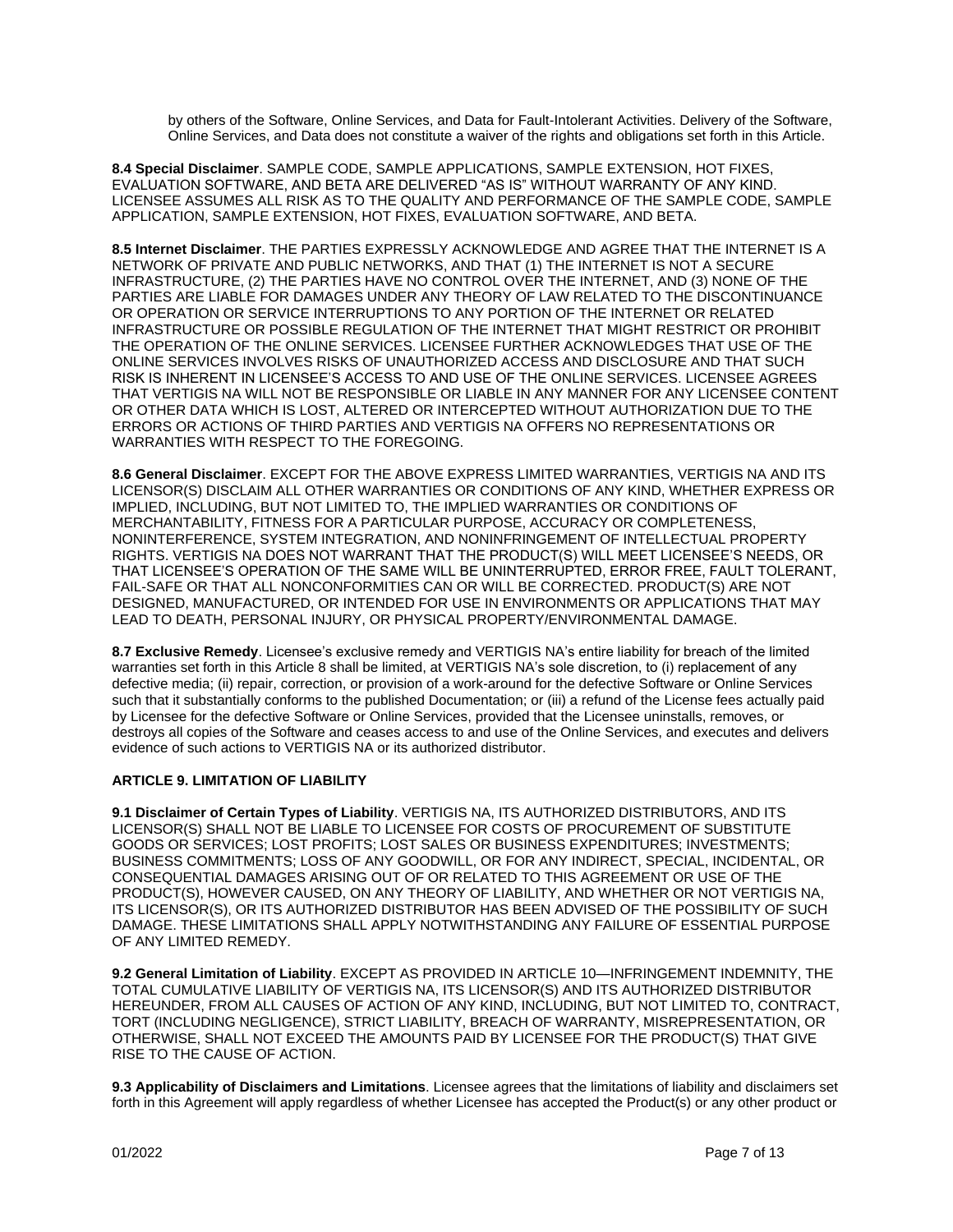by others of the Software, Online Services, and Data for Fault-Intolerant Activities. Delivery of the Software, Online Services, and Data does not constitute a waiver of the rights and obligations set forth in this Article.

**8.4 Special Disclaimer**. SAMPLE CODE, SAMPLE APPLICATIONS, SAMPLE EXTENSION, HOT FIXES, EVALUATION SOFTWARE, AND BETA ARE DELIVERED "AS IS" WITHOUT WARRANTY OF ANY KIND. LICENSEE ASSUMES ALL RISK AS TO THE QUALITY AND PERFORMANCE OF THE SAMPLE CODE, SAMPLE APPLICATION, SAMPLE EXTENSION, HOT FIXES, EVALUATION SOFTWARE, AND BETA.

**8.5 Internet Disclaimer**. THE PARTIES EXPRESSLY ACKNOWLEDGE AND AGREE THAT THE INTERNET IS A NETWORK OF PRIVATE AND PUBLIC NETWORKS, AND THAT (1) THE INTERNET IS NOT A SECURE INFRASTRUCTURE, (2) THE PARTIES HAVE NO CONTROL OVER THE INTERNET, AND (3) NONE OF THE PARTIES ARE LIABLE FOR DAMAGES UNDER ANY THEORY OF LAW RELATED TO THE DISCONTINUANCE OR OPERATION OR SERVICE INTERRUPTIONS TO ANY PORTION OF THE INTERNET OR RELATED INFRASTRUCTURE OR POSSIBLE REGULATION OF THE INTERNET THAT MIGHT RESTRICT OR PROHIBIT THE OPERATION OF THE ONLINE SERVICES. LICENSEE FURTHER ACKNOWLEDGES THAT USE OF THE ONLINE SERVICES INVOLVES RISKS OF UNAUTHORIZED ACCESS AND DISCLOSURE AND THAT SUCH RISK IS INHERENT IN LICENSEE'S ACCESS TO AND USE OF THE ONLINE SERVICES. LICENSEE AGREES THAT VERTIGIS NA WILL NOT BE RESPONSIBLE OR LIABLE IN ANY MANNER FOR ANY LICENSEE CONTENT OR OTHER DATA WHICH IS LOST, ALTERED OR INTERCEPTED WITHOUT AUTHORIZATION DUE TO THE ERRORS OR ACTIONS OF THIRD PARTIES AND VERTIGIS NA OFFERS NO REPRESENTATIONS OR WARRANTIES WITH RESPECT TO THE FOREGOING.

**8.6 General Disclaimer**. EXCEPT FOR THE ABOVE EXPRESS LIMITED WARRANTIES, VERTIGIS NA AND ITS LICENSOR(S) DISCLAIM ALL OTHER WARRANTIES OR CONDITIONS OF ANY KIND, WHETHER EXPRESS OR IMPLIED, INCLUDING, BUT NOT LIMITED TO, THE IMPLIED WARRANTIES OR CONDITIONS OF MERCHANTABILITY, FITNESS FOR A PARTICULAR PURPOSE, ACCURACY OR COMPLETENESS, NONINTERFERENCE, SYSTEM INTEGRATION, AND NONINFRINGEMENT OF INTELLECTUAL PROPERTY RIGHTS. VERTIGIS NA DOES NOT WARRANT THAT THE PRODUCT(S) WILL MEET LICENSEE'S NEEDS, OR THAT LICENSEE'S OPERATION OF THE SAME WILL BE UNINTERRUPTED, ERROR FREE, FAULT TOLERANT, FAIL-SAFE OR THAT ALL NONCONFORMITIES CAN OR WILL BE CORRECTED. PRODUCT(S) ARE NOT DESIGNED, MANUFACTURED, OR INTENDED FOR USE IN ENVIRONMENTS OR APPLICATIONS THAT MAY LEAD TO DEATH, PERSONAL INJURY, OR PHYSICAL PROPERTY/ENVIRONMENTAL DAMAGE.

**8.7 Exclusive Remedy**. Licensee's exclusive remedy and VERTIGIS NA's entire liability for breach of the limited warranties set forth in this Article 8 shall be limited, at VERTIGIS NA's sole discretion, to (i) replacement of any defective media; (ii) repair, correction, or provision of a work-around for the defective Software or Online Services such that it substantially conforms to the published Documentation; or (iii) a refund of the License fees actually paid by Licensee for the defective Software or Online Services, provided that the Licensee uninstalls, removes, or destroys all copies of the Software and ceases access to and use of the Online Services, and executes and delivers evidence of such actions to VERTIGIS NA or its authorized distributor.

## ARTICLE 9. LIMITATION OF LIABILITY

**9.1 Disclaimer of Certain Types of Liability**. VERTIGIS NA, ITS AUTHORIZED DISTRIBUTORS, AND ITS LICENSOR(S) SHALL NOT BE LIABLE TO LICENSEE FOR COSTS OF PROCUREMENT OF SUBSTITUTE GOODS OR SERVICES; LOST PROFITS; LOST SALES OR BUSINESS EXPENDITURES; INVESTMENTS; BUSINESS COMMITMENTS; LOSS OF ANY GOODWILL, OR FOR ANY INDIRECT, SPECIAL, INCIDENTAL, OR CONSEQUENTIAL DAMAGES ARISING OUT OF OR RELATED TO THIS AGREEMENT OR USE OF THE PRODUCT(S), HOWEVER CAUSED, ON ANY THEORY OF LIABILITY, AND WHETHER OR NOT VERTIGIS NA, ITS LICENSOR(S), OR ITS AUTHORIZED DISTRIBUTOR HAS BEEN ADVISED OF THE POSSIBILITY OF SUCH DAMAGE. THESE LIMITATIONS SHALL APPLY NOTWITHSTANDING ANY FAILURE OF ESSENTIAL PURPOSE OF ANY LIMITED REMEDY.

**9.2 General Limitation of Liability**. EXCEPT AS PROVIDED IN ARTICLE 10—INFRINGEMENT INDEMNITY, THE TOTAL CUMULATIVE LIABILITY OF VERTIGIS NA, ITS LICENSOR(S) AND ITS AUTHORIZED DISTRIBUTOR HEREUNDER, FROM ALL CAUSES OF ACTION OF ANY KIND, INCLUDING, BUT NOT LIMITED TO, CONTRACT, TORT (INCLUDING NEGLIGENCE), STRICT LIABILITY, BREACH OF WARRANTY, MISREPRESENTATION, OR OTHERWISE, SHALL NOT EXCEED THE AMOUNTS PAID BY LICENSEE FOR THE PRODUCT(S) THAT GIVE RISE TO THE CAUSE OF ACTION.

**9.3 Applicability of Disclaimers and Limitations**. Licensee agrees that the limitations of liability and disclaimers set forth in this Agreement will apply regardless of whether Licensee has accepted the Product(s) or any other product or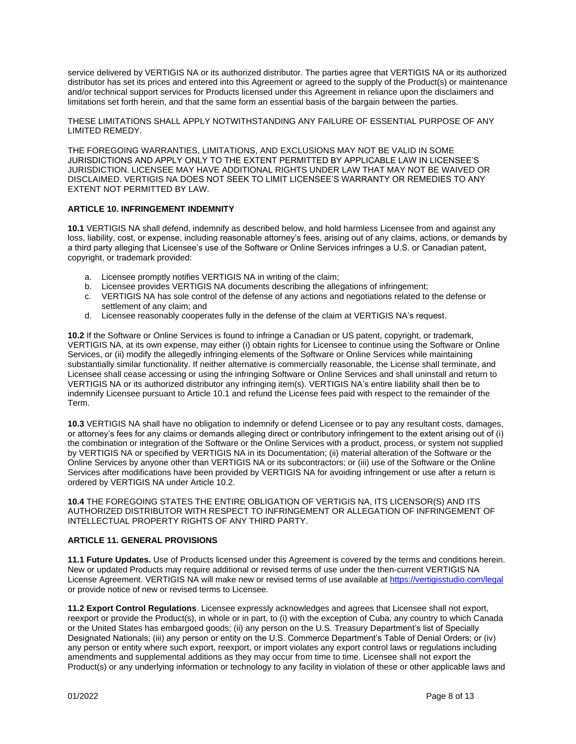service delivered by VERTIGIS NA or its authorized distributor. The parties agree that VERTIGIS NA or its authorized distributor has set its prices and entered into this Agreement or agreed to the supply of the Product(s) or maintenance and/or technical support services for Products licensed under this Agreement in reliance upon the disclaimers and limitations set forth herein, and that the same form an essential basis of the bargain between the parties.

THESE LIMITATIONS SHALL APPLY NOTWITHSTANDING ANY FAILURE OF ESSENTIAL PURPOSE OF ANY LIMITED REMEDY.

THE FOREGOING WARRANTIES, LIMITATIONS, AND EXCLUSIONS MAY NOT BE VALID IN SOME JURISDICTIONS AND APPLY ONLY TO THE EXTENT PERMITTED BY APPLICABLE LAW IN LICENSEE'S JURISDICTION. LICENSEE MAY HAVE ADDITIONAL RIGHTS UNDER LAW THAT MAY NOT BE WAIVED OR DISCLAIMED. VERTIGIS NA DOES NOT SEEK TO LIMIT LICENSEE'S WARRANTY OR REMEDIES TO ANY EXTENT NOT PERMITTED BY LAW.

**ARTICLE 10. INFRINGEMENT INDEMNITY**

**10.1** VERTIGIS NA shall defend, indemnify as described below, and hold harmless Licensee from and against any loss, liability, cost, or expense, including reasonable attorney's fees, arising out of any claims, actions, or demands by a third party alleging that Licensee's use of the Software or Online Services infringes a U.S. or Canadian patent, copyright, or trademark provided:

a. Licensee promptly notifies VERTIGIS NA in writing of the claim;
b. Licensee provides VERTIGIS NA documents describing the allegations of infringement;
c. VERTIGIS NA has sole control of the defense of any actions and negotiations related to the defense or settlement of any claim; and
d. Licensee reasonably cooperates fully in the defense of the claim at VERTIGIS NA's request.

**10.2** If the Software or Online Services is found to infringe a Canadian or US patent, copyright, or trademark, VERTIGIS NA, at its own expense, may either (i) obtain rights for Licensee to continue using the Software or Online Services, or (ii) modify the allegedly infringing elements of the Software or Online Services while maintaining substantially similar functionality. If neither alternative is commercially reasonable, the License shall terminate, and Licensee shall cease accessing or using the infringing Software or Online Services and shall uninstall and return to VERTIGIS NA or its authorized distributor any infringing item(s). VERTIGIS NA's entire liability shall then be to indemnify Licensee pursuant to Article 10.1 and refund the License fees paid with respect to the remainder of the Term.

**10.3** VERTIGIS NA shall have no obligation to indemnify or defend Licensee or to pay any resultant costs, damages, or attorney's fees for any claims or demands alleging direct or contributory infringement to the extent arising out of (i) the combination or integration of the Software or the Online Services with a product, process, or system not supplied by VERTIGIS NA or specified by VERTIGIS NA in its Documentation; (ii) material alteration of the Software or the Online Services by anyone other than VERTIGIS NA or its subcontractors; or (iii) use of the Software or the Online Services after modifications have been provided by VERTIGIS NA for avoiding infringement or use after a return is ordered by VERTIGIS NA under Article 10.2.

**10.4** THE FOREGOING STATES THE ENTIRE OBLIGATION OF VERTIGIS NA, ITS LICENSOR(S) AND ITS AUTHORIZED DISTRIBUTOR WITH RESPECT TO INFRINGEMENT OR ALLEGATION OF INFRINGEMENT OF INTELLECTUAL PROPERTY RIGHTS OF ANY THIRD PARTY.

**ARTICLE 11. GENERAL PROVISIONS**

**11.1 Future Updates.** Use of Products licensed under this Agreement is covered by the terms and conditions herein. New or updated Products may require additional or revised terms of use under the then-current VERTIGIS NA License Agreement. VERTIGIS NA will make new or revised terms of use available at https://vertigisstudio.com/legal or provide notice of new or revised terms to Licensee.

**11.2 Export Control Regulations**. Licensee expressly acknowledges and agrees that Licensee shall not export, reexport or provide the Product(s), in whole or in part, to (i) with the exception of Cuba, any country to which Canada or the United States has embargoed goods; (ii) any person on the U.S. Treasury Department's list of Specially Designated Nationals; (iii) any person or entity on the U.S. Commerce Department's Table of Denial Orders; or (iv) any person or entity where such export, reexport, or import violates any export control laws or regulations including amendments and supplemental additions as they may occur from time to time. Licensee shall not export the Product(s) or any underlying information or technology to any facility in violation of these or other applicable laws and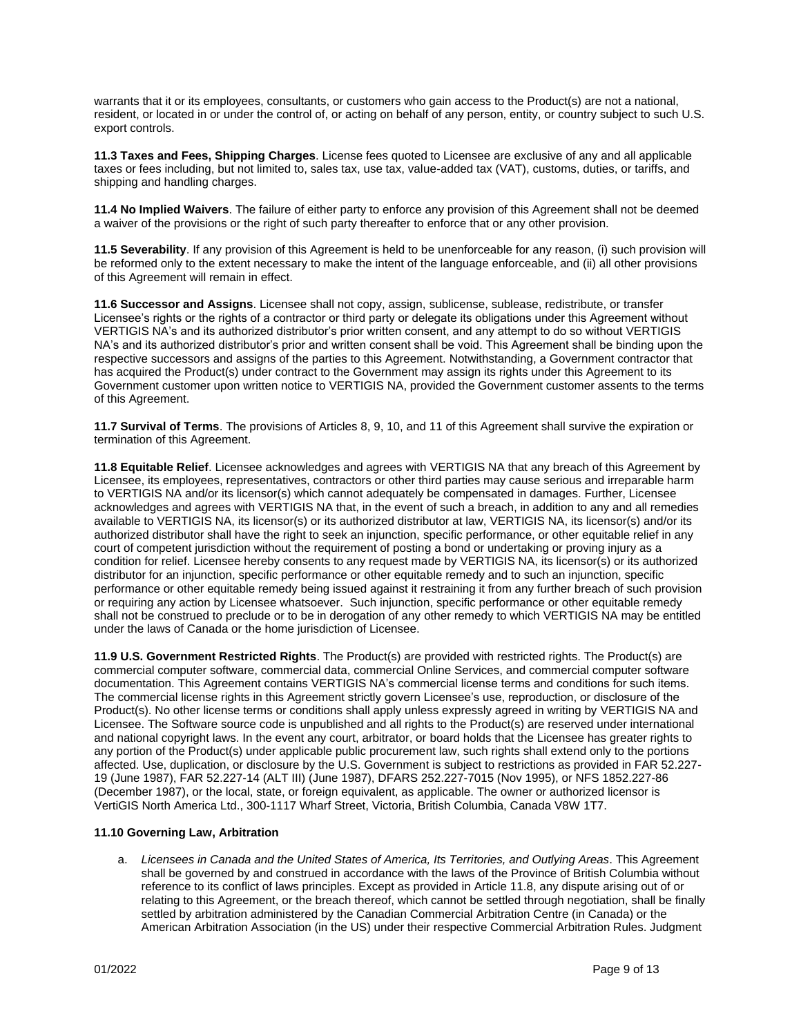warrants that it or its employees, consultants, or customers who gain access to the Product(s) are not a national, resident, or located in or under the control of, or acting on behalf of any person, entity, or country subject to such U.S. export controls.

**11.3 Taxes and Fees, Shipping Charges**. License fees quoted to Licensee are exclusive of any and all applicable taxes or fees including, but not limited to, sales tax, use tax, value-added tax (VAT), customs, duties, or tariffs, and shipping and handling charges.

**11.4 No Implied Waivers**. The failure of either party to enforce any provision of this Agreement shall not be deemed a waiver of the provisions or the right of such party thereafter to enforce that or any other provision.

**11.5 Severability**. If any provision of this Agreement is held to be unenforceable for any reason, (i) such provision will be reformed only to the extent necessary to make the intent of the language enforceable, and (ii) all other provisions of this Agreement will remain in effect.

**11.6 Successor and Assigns**. Licensee shall not copy, assign, sublicense, sublease, redistribute, or transfer Licensee's rights or the rights of a contractor or third party or delegate its obligations under this Agreement without VERTIGIS NA's and its authorized distributor's prior written consent, and any attempt to do so without VERTIGIS NA's and its authorized distributor's prior and written consent shall be void. This Agreement shall be binding upon the respective successors and assigns of the parties to this Agreement. Notwithstanding, a Government contractor that has acquired the Product(s) under contract to the Government may assign its rights under this Agreement to its Government customer upon written notice to VERTIGIS NA, provided the Government customer assents to the terms of this Agreement.

**11.7 Survival of Terms**. The provisions of Articles 8, 9, 10, and 11 of this Agreement shall survive the expiration or termination of this Agreement.

**11.8 Equitable Relief**. Licensee acknowledges and agrees with VERTIGIS NA that any breach of this Agreement by Licensee, its employees, representatives, contractors or other third parties may cause serious and irreparable harm to VERTIGIS NA and/or its licensor(s) which cannot adequately be compensated in damages. Further, Licensee acknowledges and agrees with VERTIGIS NA that, in the event of such a breach, in addition to any and all remedies available to VERTIGIS NA, its licensor(s) or its authorized distributor at law, VERTIGIS NA, its licensor(s) and/or its authorized distributor shall have the right to seek an injunction, specific performance, or other equitable relief in any court of competent jurisdiction without the requirement of posting a bond or undertaking or proving injury as a condition for relief. Licensee hereby consents to any request made by VERTIGIS NA, its licensor(s) or its authorized distributor for an injunction, specific performance or other equitable remedy and to such an injunction, specific performance or other equitable remedy being issued against it restraining it from any further breach of such provision or requiring any action by Licensee whatsoever. Such injunction, specific performance or other equitable remedy shall not be construed to preclude or to be in derogation of any other remedy to which VERTIGIS NA may be entitled under the laws of Canada or the home jurisdiction of Licensee.

**11.9 U.S. Government Restricted Rights**. The Product(s) are provided with restricted rights. The Product(s) are commercial computer software, commercial data, commercial Online Services, and commercial computer software documentation. This Agreement contains VERTIGIS NA's commercial license terms and conditions for such items. The commercial license rights in this Agreement strictly govern Licensee's use, reproduction, or disclosure of the Product(s). No other license terms or conditions shall apply unless expressly agreed in writing by VERTIGIS NA and Licensee. The Software source code is unpublished and all rights to the Product(s) are reserved under international and national copyright laws. In the event any court, arbitrator, or board holds that the Licensee has greater rights to any portion of the Product(s) under applicable public procurement law, such rights shall extend only to the portions affected. Use, duplication, or disclosure by the U.S. Government is subject to restrictions as provided in FAR 52.227-19 (June 1987), FAR 52.227-14 (ALT III) (June 1987), DFARS 252.227-7015 (Nov 1995), or NFS 1852.227-86 (December 1987), or the local, state, or foreign equivalent, as applicable. The owner or authorized licensor is VertiGIS North America Ltd., 300-1117 Wharf Street, Victoria, British Columbia, Canada V8W 1T7.

**11.10 Governing Law, Arbitration**

a. *Licensees in Canada and the United States of America, Its Territories, and Outlying Areas*. This Agreement shall be governed by and construed in accordance with the laws of the Province of British Columbia without reference to its conflict of laws principles. Except as provided in Article 11.8, any dispute arising out of or relating to this Agreement, or the breach thereof, which cannot be settled through negotiation, shall be finally settled by arbitration administered by the Canadian Commercial Arbitration Centre (in Canada) or the American Arbitration Association (in the US) under their respective Commercial Arbitration Rules. Judgment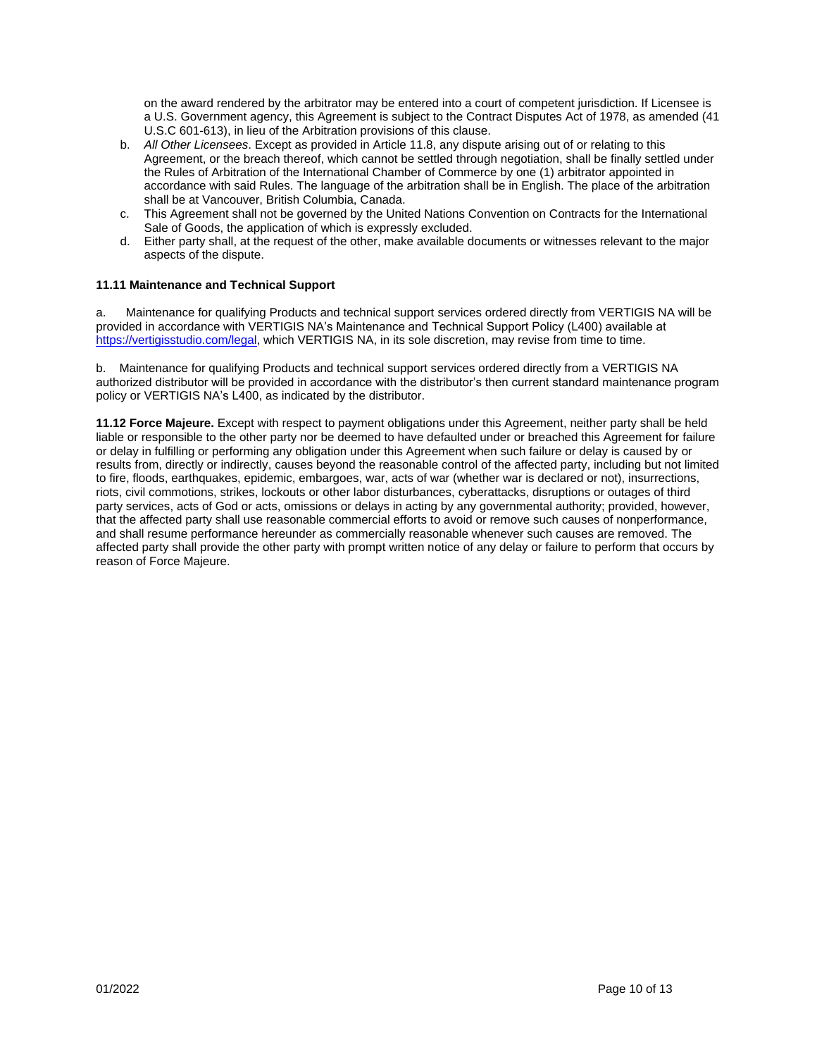on the award rendered by the arbitrator may be entered into a court of competent jurisdiction. If Licensee is a U.S. Government agency, this Agreement is subject to the Contract Disputes Act of 1978, as amended (41 U.S.C 601-613), in lieu of the Arbitration provisions of this clause.

b. *All Other Licensees*. Except as provided in Article 11.8, any dispute arising out of or relating to this Agreement, or the breach thereof, which cannot be settled through negotiation, shall be finally settled under the Rules of Arbitration of the International Chamber of Commerce by one (1) arbitrator appointed in accordance with said Rules. The language of the arbitration shall be in English. The place of the arbitration shall be at Vancouver, British Columbia, Canada.

c. This Agreement shall not be governed by the United Nations Convention on Contracts for the International Sale of Goods, the application of which is expressly excluded.

d. Either party shall, at the request of the other, make available documents or witnesses relevant to the major aspects of the dispute.

**11.11 Maintenance and Technical Support**

a. Maintenance for qualifying Products and technical support services ordered directly from VERTIGIS NA will be provided in accordance with VERTIGIS NA's Maintenance and Technical Support Policy (L400) available at https://vertigisstudio.com/legal, which VERTIGIS NA, in its sole discretion, may revise from time to time.

b. Maintenance for qualifying Products and technical support services ordered directly from a VERTIGIS NA authorized distributor will be provided in accordance with the distributor's then current standard maintenance program policy or VERTIGIS NA's L400, as indicated by the distributor.

**11.12 Force Majeure.** Except with respect to payment obligations under this Agreement, neither party shall be held liable or responsible to the other party nor be deemed to have defaulted under or breached this Agreement for failure or delay in fulfilling or performing any obligation under this Agreement when such failure or delay is caused by or results from, directly or indirectly, causes beyond the reasonable control of the affected party, including but not limited to fire, floods, earthquakes, epidemic, embargoes, war, acts of war (whether war is declared or not), insurrections, riots, civil commotions, strikes, lockouts or other labor disturbances, cyberattacks, disruptions or outages of third party services, acts of God or acts, omissions or delays in acting by any governmental authority; provided, however, that the affected party shall use reasonable commercial efforts to avoid or remove such causes of nonperformance, and shall resume performance hereunder as commercially reasonable whenever such causes are removed. The affected party shall provide the other party with prompt written notice of any delay or failure to perform that occurs by reason of Force Majeure.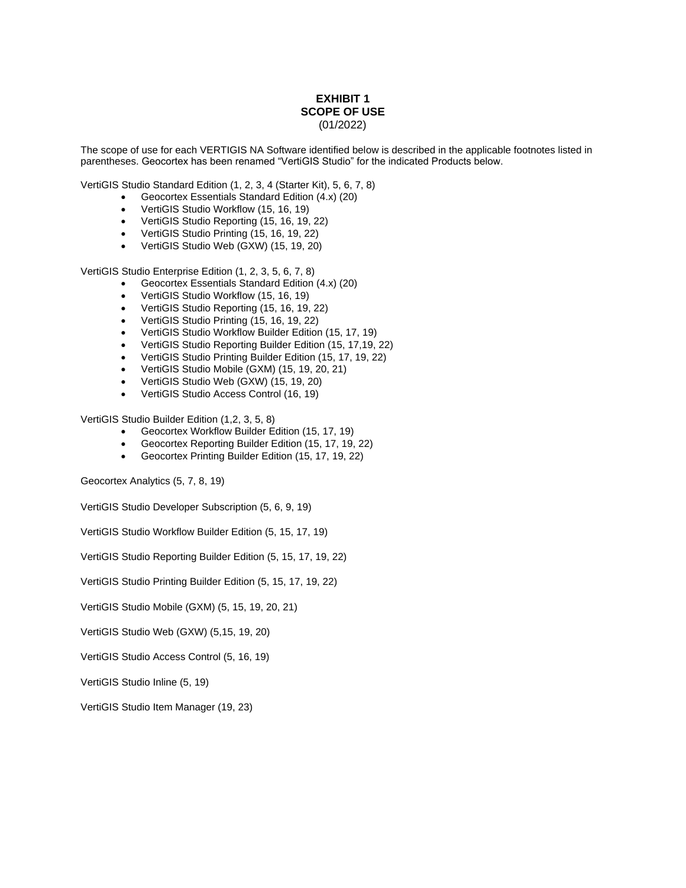# EXHIBIT 1
## SCOPE OF USE
(01/2022)

The scope of use for each VERTIGIS NA Software identified below is described in the applicable footnotes listed in parentheses. Geocortex has been renamed "VertiGIS Studio" for the indicated Products below.

VertiGIS Studio Standard Edition (1, 2, 3, 4 (Starter Kit), 5, 6, 7, 8)

- Geocortex Essentials Standard Edition (4.x) (20)
- VertiGIS Studio Workflow (15, 16, 19)
- VertiGIS Studio Reporting (15, 16, 19, 22)
- VertiGIS Studio Printing (15, 16, 19, 22)
- VertiGIS Studio Web (GXW) (15, 19, 20)

VertiGIS Studio Enterprise Edition (1, 2, 3, 5, 6, 7, 8)

- Geocortex Essentials Standard Edition (4.x) (20)
- VertiGIS Studio Workflow (15, 16, 19)
- VertiGIS Studio Reporting (15, 16, 19, 22)
- VertiGIS Studio Printing (15, 16, 19, 22)
- VertiGIS Studio Workflow Builder Edition (15, 17, 19)
- VertiGIS Studio Reporting Builder Edition (15, 17,19, 22)
- VertiGIS Studio Printing Builder Edition (15, 17, 19, 22)
- VertiGIS Studio Mobile (GXM) (15, 19, 20, 21)
- VertiGIS Studio Web (GXW) (15, 19, 20)
- VertiGIS Studio Access Control (16, 19)

VertiGIS Studio Builder Edition (1,2, 3, 5, 8)

- Geocortex Workflow Builder Edition (15, 17, 19)
- Geocortex Reporting Builder Edition (15, 17, 19, 22)
- Geocortex Printing Builder Edition (15, 17, 19, 22)

Geocortex Analytics (5, 7, 8, 19)

VertiGIS Studio Developer Subscription (5, 6, 9, 19)

VertiGIS Studio Workflow Builder Edition (5, 15, 17, 19)

VertiGIS Studio Reporting Builder Edition (5, 15, 17, 19, 22)

VertiGIS Studio Printing Builder Edition (5, 15, 17, 19, 22)

VertiGIS Studio Mobile (GXM) (5, 15, 19, 20, 21)

VertiGIS Studio Web (GXW) (5,15, 19, 20)

VertiGIS Studio Access Control (5, 16, 19)

VertiGIS Studio Inline (5, 19)

VertiGIS Studio Item Manager (19, 23)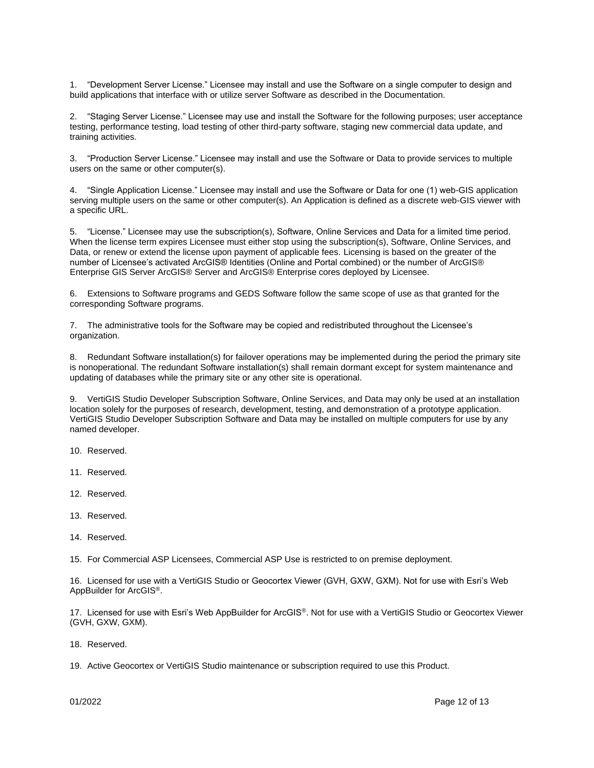1. “Development Server License.” Licensee may install and use the Software on a single computer to design and build applications that interface with or utilize server Software as described in the Documentation.

2. “Staging Server License.” Licensee may use and install the Software for the following purposes; user acceptance testing, performance testing, load testing of other third-party software, staging new commercial data update, and training activities.

3. “Production Server License.” Licensee may install and use the Software or Data to provide services to multiple users on the same or other computer(s).

4. “Single Application License.” Licensee may install and use the Software or Data for one (1) web-GIS application serving multiple users on the same or other computer(s). An Application is defined as a discrete web-GIS viewer with a specific URL.

5. “License.” Licensee may use the subscription(s), Software, Online Services and Data for a limited time period. When the license term expires Licensee must either stop using the subscription(s), Software, Online Services, and Data, or renew or extend the license upon payment of applicable fees. Licensing is based on the greater of the number of Licensee’s activated ArcGIS® Identities (Online and Portal combined) or the number of ArcGIS® Enterprise GIS Server ArcGIS® Server and ArcGIS® Enterprise cores deployed by Licensee.

6. Extensions to Software programs and GEDS Software follow the same scope of use as that granted for the corresponding Software programs.

7. The administrative tools for the Software may be copied and redistributed throughout the Licensee’s organization.

8. Redundant Software installation(s) for failover operations may be implemented during the period the primary site is nonoperational. The redundant Software installation(s) shall remain dormant except for system maintenance and updating of databases while the primary site or any other site is operational.

9. VertiGIS Studio Developer Subscription Software, Online Services, and Data may only be used at an installation location solely for the purposes of research, development, testing, and demonstration of a prototype application. VertiGIS Studio Developer Subscription Software and Data may be installed on multiple computers for use by any named developer.

10. Reserved.

11. Reserved.

12. Reserved.

13. Reserved.

14. Reserved.

15. For Commercial ASP Licensees, Commercial ASP Use is restricted to on premise deployment.

16. Licensed for use with a VertiGIS Studio or Geocortex Viewer (GVH, GXW, GXM). Not for use with Esri’s Web AppBuilder for ArcGIS®.

17. Licensed for use with Esri’s Web AppBuilder for ArcGIS®. Not for use with a VertiGIS Studio or Geocortex Viewer (GVH, GXW, GXM).

18. Reserved.

19. Active Geocortex or VertiGIS Studio maintenance or subscription required to use this Product.

01/2022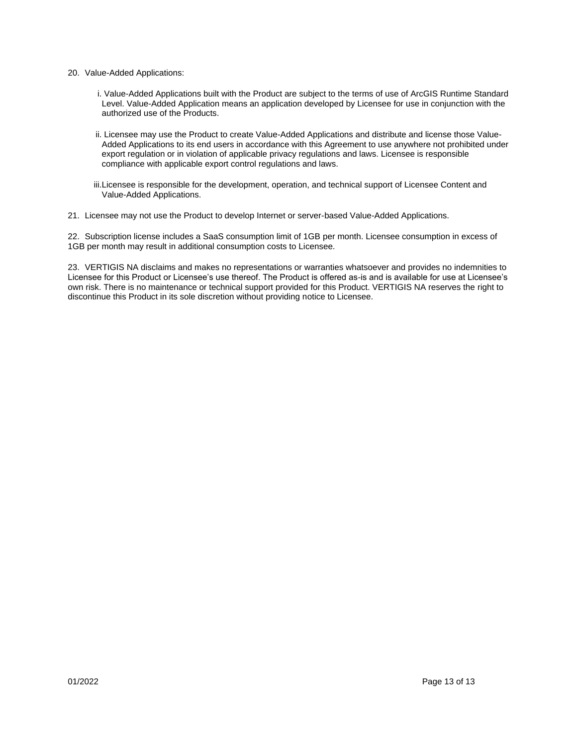20. Value-Added Applications:

   i. Value-Added Applications built with the Product are subject to the terms of use of ArcGIS Runtime Standard Level. Value-Added Application means an application developed by Licensee for use in conjunction with the authorized use of the Products.

   ii. Licensee may use the Product to create Value-Added Applications and distribute and license those Value-Added Applications to its end users in accordance with this Agreement to use anywhere not prohibited under export regulation or in violation of applicable privacy regulations and laws. Licensee is responsible compliance with applicable export control regulations and laws.

   iii. Licensee is responsible for the development, operation, and technical support of Licensee Content and Value-Added Applications.

21. Licensee may not use the Product to develop Internet or server-based Value-Added Applications.

22. Subscription license includes a SaaS consumption limit of 1GB per month. Licensee consumption in excess of 1GB per month may result in additional consumption costs to Licensee.

23. VERTIGIS NA disclaims and makes no representations or warranties whatsoever and provides no indemnities to Licensee for this Product or Licensee's use thereof. The Product is offered as-is and is available for use at Licensee's own risk. There is no maintenance or technical support provided for this Product. VERTIGIS NA reserves the right to discontinue this Product in its sole discretion without providing notice to Licensee.

01/2022